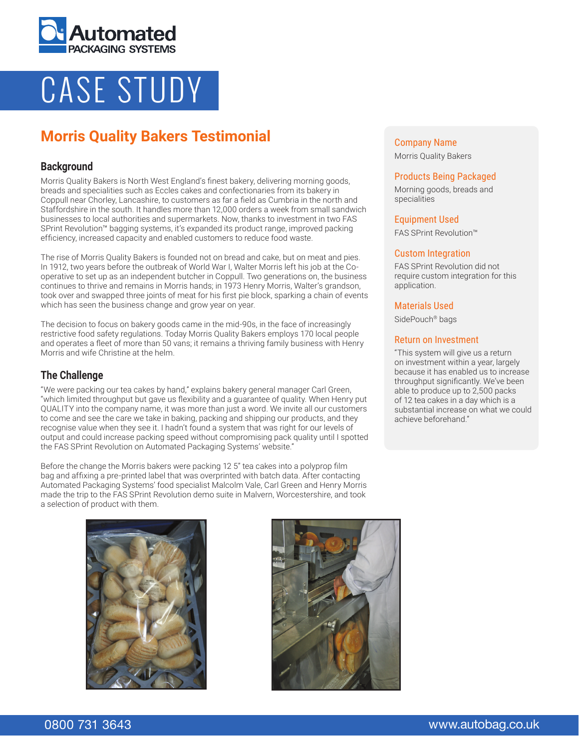# CASE STUDY

## Morris Quality Bakers Testimonial

### Background

Morris Quality Bakers is North West England's finest bakery, delivering morning goods, breads and specialities such as Eccles cakes and confectionaries from its bakery in Coppull near Chorley, Lancashire, to customers as far a field as Cumbria in the north and Staffordshire in the south. It handles more than 12,000 orders a week from small sandwich businesses to local authorities and supermarkets. Now, thanks to investment in two FAS SPrint Revolution™ bagging systems, it's expanded its product range, improved packing efficiency, increased capacity and enabled customers to reduce food waste.

The rise of Morris Quality Bakers is founded not on bread and cake, but on meat and pies. In 1912, two years before the outbreak of World War I, Walter Morris left his job at the Co-operative to set up as an independent butcher in Coppull. Two generations on, the business continues to thrive and remains in Morris hands; in 1973 Henry Morris, Walter's grandson, took over and swapped three joints of meat for his first pie block, sparking a chain of events which has seen the business change and grow year on year.

The decision to focus on bakery goods came in the mid-90s, in the face of increasingly restrictive food safety regulations. Today Morris Quality Bakers employs 170 local people and operates a fleet of more than 50 vans; it remains a thriving family business with Henry Morris and wife Christine at the helm.

### The Challenge

"We were packing our tea cakes by hand," explains bakery general manager Carl Green, "which limited throughput but gave us flexibility and a guarantee of quality. When Henry put QUALITY into the company name, it was more than just a word. We invite all our customers to come and see the care we take in baking, packing and shipping our products, and they recognise value when they see it. I hadn't found a system that was right for our levels of output and could increase packing speed without compromising pack quality until I spotted the FAS SPrint Revolution on Automated Packaging Systems' website."

Before the change the Morris bakers were packing 12 5" tea cakes into a polyprop film bag and affixing a pre-printed label that was overprinted with batch data. After contacting Automated Packaging Systems' food specialist Malcolm Vale, Carl Green and Henry Morris made the trip to the FAS SPrint Revolution demo suite in Malvern, Worcestershire, and took a selection of product with them.

**Company Name**

Morris Quality Bakers

**Products Being Packaged**

Morning goods, breads and specialities

**Equipment Used**

FAS SPrint Revolution™

**Custom Integration**

FAS SPrint Revolution did not require custom integration for this application.

**Materials Used**

SidePouch® bags

**Return on Investment**

"This system will give us a return on investment within a year, largely because it has enabled us to increase throughput significantly. We've been able to produce up to 2,500 packs of 12 tea cakes in a day which is a substantial increase on what we could achieve beforehand."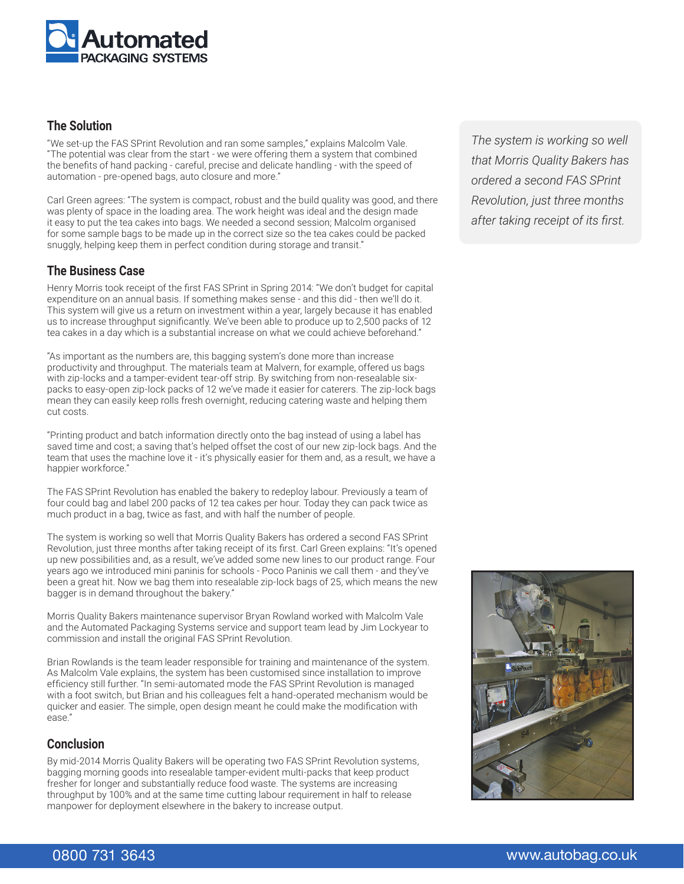## The Solution

"We set-up the FAS SPrint Revolution and ran some samples," explains Malcolm Vale. "The potential was clear from the start - we were offering them a system that combined the benefits of hand packing - careful, precise and delicate handling - with the speed of automation - pre-opened bags, auto closure and more."

Carl Green agrees: "The system is compact, robust and the build quality was good, and there was plenty of space in the loading area. The work height was ideal and the design made it easy to put the tea cakes into bags. We needed a second session; Malcolm organised for some sample bags to be made up in the correct size so the tea cakes could be packed snuggly, helping keep them in perfect condition during storage and transit."

*The system is working so well that Morris Quality Bakers has ordered a second FAS SPrint Revolution, just three months after taking receipt of its first.*

## The Business Case

Henry Morris took receipt of the first FAS SPrint in Spring 2014: "We don't budget for capital expenditure on an annual basis. If something makes sense - and this did - then we'll do it. This system will give us a return on investment within a year, largely because it has enabled us to increase throughput significantly. We've been able to produce up to 2,500 packs of 12 tea cakes in a day which is a substantial increase on what we could achieve beforehand."

"As important as the numbers are, this bagging system's done more than increase productivity and throughput. The materials team at Malvern, for example, offered us bags with zip-locks and a tamper-evident tear-off strip. By switching from non-resealable six-packs to easy-open zip-lock packs of 12 we've made it easier for caterers. The zip-lock bags mean they can easily keep rolls fresh overnight, reducing catering waste and helping them cut costs.

"Printing product and batch information directly onto the bag instead of using a label has saved time and cost; a saving that's helped offset the cost of our new zip-lock bags. And the team that uses the machine love it - it's physically easier for them and, as a result, we have a happier workforce."

The FAS SPrint Revolution has enabled the bakery to redeploy labour. Previously a team of four could bag and label 200 packs of 12 tea cakes per hour. Today they can pack twice as much product in a bag, twice as fast, and with half the number of people.

The system is working so well that Morris Quality Bakers has ordered a second FAS SPrint Revolution, just three months after taking receipt of its first. Carl Green explains: "It's opened up new possibilities and, as a result, we've added some new lines to our product range. Four years ago we introduced mini paninis for schools - Poco Paninis we call them - and they've been a great hit. Now we bag them into resealable zip-lock bags of 25, which means the new bagger is in demand throughout the bakery."

Morris Quality Bakers maintenance supervisor Bryan Rowland worked with Malcolm Vale and the Automated Packaging Systems service and support team lead by Jim Lockyear to commission and install the original FAS SPrint Revolution.

Brian Rowlands is the team leader responsible for training and maintenance of the system. As Malcolm Vale explains, the system has been customised since installation to improve efficiency still further. "In semi-automated mode the FAS SPrint Revolution is managed with a foot switch, but Brian and his colleagues felt a hand-operated mechanism would be quicker and easier. The simple, open design meant he could make the modification with ease."

## Conclusion

By mid-2014 Morris Quality Bakers will be operating two FAS SPrint Revolution systems, bagging morning goods into resealable tamper-evident multi-packs that keep product fresher for longer and substantially reduce food waste. The systems are increasing throughput by 100% and at the same time cutting labour requirement in half to release manpower for deployment elsewhere in the bakery to increase output.

0800 731 3643 www.autobag.co.uk